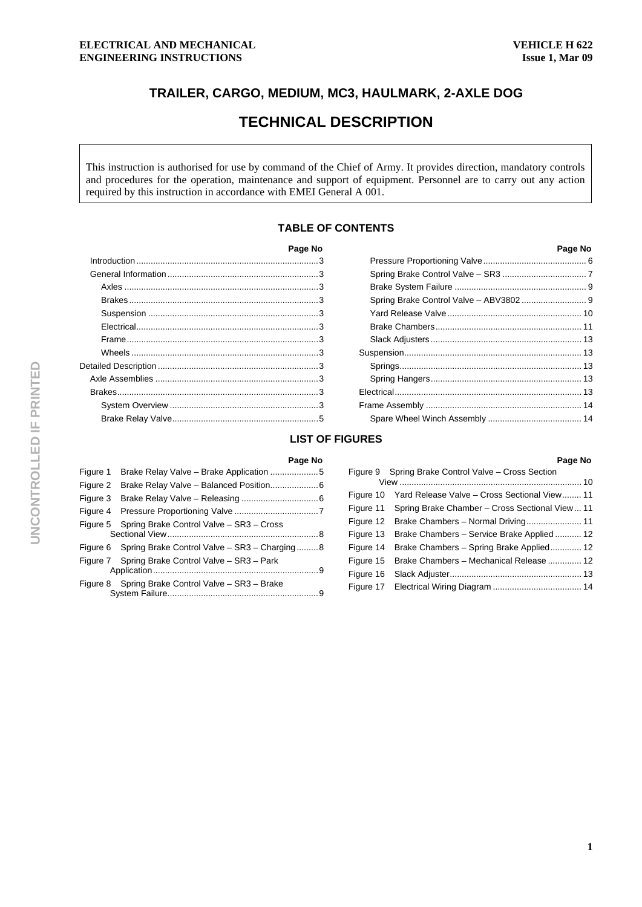**ELECTRICAL AND MECHANICAL ENGINEERING INSTRUCTIONS**

**VEHICLE H 622**
**Issue 1, Mar 09**

# TRAILER, CARGO, MEDIUM, MC3, HAULMARK, 2-AXLE DOG

# TECHNICAL DESCRIPTION

This instruction is authorised for use by command of the Chief of Army. It provides direction, mandatory controls and procedures for the operation, maintenance and support of equipment. Personnel are to carry out any action required by this instruction in accordance with EMEI General A 001.

## TABLE OF CONTENTS

| | Page No |
|---|---|
| Introduction | 3 |
| General Information | 3 |
| Axles | 3 |
| Brakes | 3 |
| Suspension | 3 |
| Electrical | 3 |
| Frame | 3 |
| Wheels | 3 |
| Detailed Description | 3 |
| Axle Assemblies | 3 |
| Brakes | 3 |
| System Overview | 3 |
| Brake Relay Valve | 5 |
| Pressure Proportioning Valve | 6 |
| Spring Brake Control Valve – SR3 | 7 |
| Brake System Failure | 9 |
| Spring Brake Control Valve – ABV3802 | 9 |
| Yard Release Valve | 10 |
| Brake Chambers | 11 |
| Slack Adjusters | 13 |
| Suspension | 13 |
| Springs | 13 |
| Spring Hangers | 13 |
| Electrical | 13 |
| Frame Assembly | 14 |
| Spare Wheel Winch Assembly | 14 |

## LIST OF FIGURES

| | | Page No |
|---|---|---|
| Figure 1 | Brake Relay Valve – Brake Application | 5 |
| Figure 2 | Brake Relay Valve – Balanced Position | 6 |
| Figure 3 | Brake Relay Valve – Releasing | 6 |
| Figure 4 | Pressure Proportioning Valve | 7 |
| Figure 5 | Spring Brake Control Valve – SR3 – Cross Sectional View | 8 |
| Figure 6 | Spring Brake Control Valve – SR3 – Charging | 8 |
| Figure 7 | Spring Brake Control Valve – SR3 – Park Application | 9 |
| Figure 8 | Spring Brake Control Valve – SR3 – Brake System Failure | 9 |
| Figure 9 | Spring Brake Control Valve – Cross Section View | 10 |
| Figure 10 | Yard Release Valve – Cross Sectional View | 11 |
| Figure 11 | Spring Brake Chamber – Cross Sectional View | 11 |
| Figure 12 | Brake Chambers – Normal Driving | 11 |
| Figure 13 | Brake Chambers – Service Brake Applied | 12 |
| Figure 14 | Brake Chambers – Spring Brake Applied | 12 |
| Figure 15 | Brake Chambers – Mechanical Release | 12 |
| Figure 16 | Slack Adjuster | 13 |
| Figure 17 | Electrical Wiring Diagram | 14 |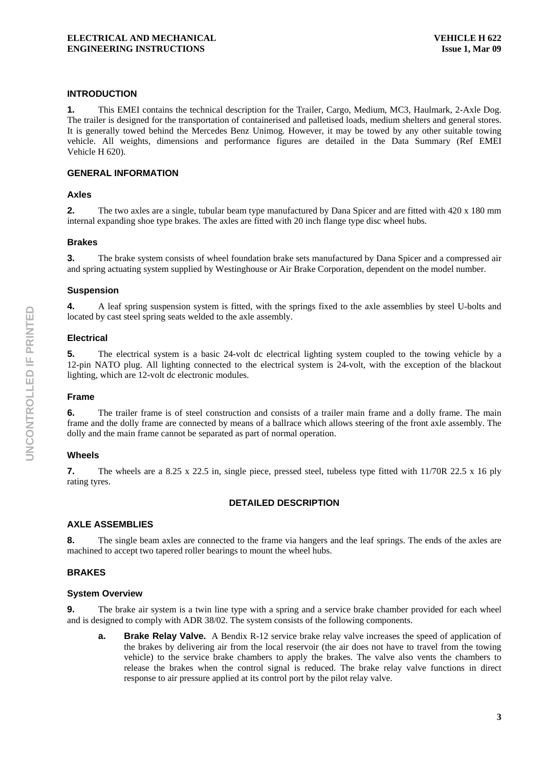## INTRODUCTION

**1.** This EMEI contains the technical description for the Trailer, Cargo, Medium, MC3, Haulmark, 2-Axle Dog. The trailer is designed for the transportation of containerised and palletised loads, medium shelters and general stores. It is generally towed behind the Mercedes Benz Unimog. However, it may be towed by any other suitable towing vehicle. All weights, dimensions and performance figures are detailed in the Data Summary (Ref EMEI Vehicle H 620).

## GENERAL INFORMATION

### Axles

**2.** The two axles are a single, tubular beam type manufactured by Dana Spicer and are fitted with 420 x 180 mm internal expanding shoe type brakes. The axles are fitted with 20 inch flange type disc wheel hubs.

### Brakes

**3.** The brake system consists of wheel foundation brake sets manufactured by Dana Spicer and a compressed air and spring actuating system supplied by Westinghouse or Air Brake Corporation, dependent on the model number.

### Suspension

**4.** A leaf spring suspension system is fitted, with the springs fixed to the axle assemblies by steel U-bolts and located by cast steel spring seats welded to the axle assembly.

### Electrical

**5.** The electrical system is a basic 24-volt dc electrical lighting system coupled to the towing vehicle by a 12-pin NATO plug. All lighting connected to the electrical system is 24-volt, with the exception of the blackout lighting, which are 12-volt dc electronic modules.

### Frame

**6.** The trailer frame is of steel construction and consists of a trailer main frame and a dolly frame. The main frame and the dolly frame are connected by means of a ballrace which allows steering of the front axle assembly. The dolly and the main frame cannot be separated as part of normal operation.

### Wheels

**7.** The wheels are a 8.25 x 22.5 in, single piece, pressed steel, tubeless type fitted with 11/70R 22.5 x 16 ply rating tyres.

# DETAILED DESCRIPTION

## AXLE ASSEMBLIES

**8.** The single beam axles are connected to the frame via hangers and the leaf springs. The ends of the axles are machined to accept two tapered roller bearings to mount the wheel hubs.

## BRAKES

### System Overview

**9.** The brake air system is a twin line type with a spring and a service brake chamber provided for each wheel and is designed to comply with ADR 38/02. The system consists of the following components.

- **a. Brake Relay Valve.** A Bendix R-12 service brake relay valve increases the speed of application of the brakes by delivering air from the local reservoir (the air does not have to travel from the towing vehicle) to the service brake chambers to apply the brakes. The valve also vents the chambers to release the brakes when the control signal is reduced. The brake relay valve functions in direct response to air pressure applied at its control port by the pilot relay valve.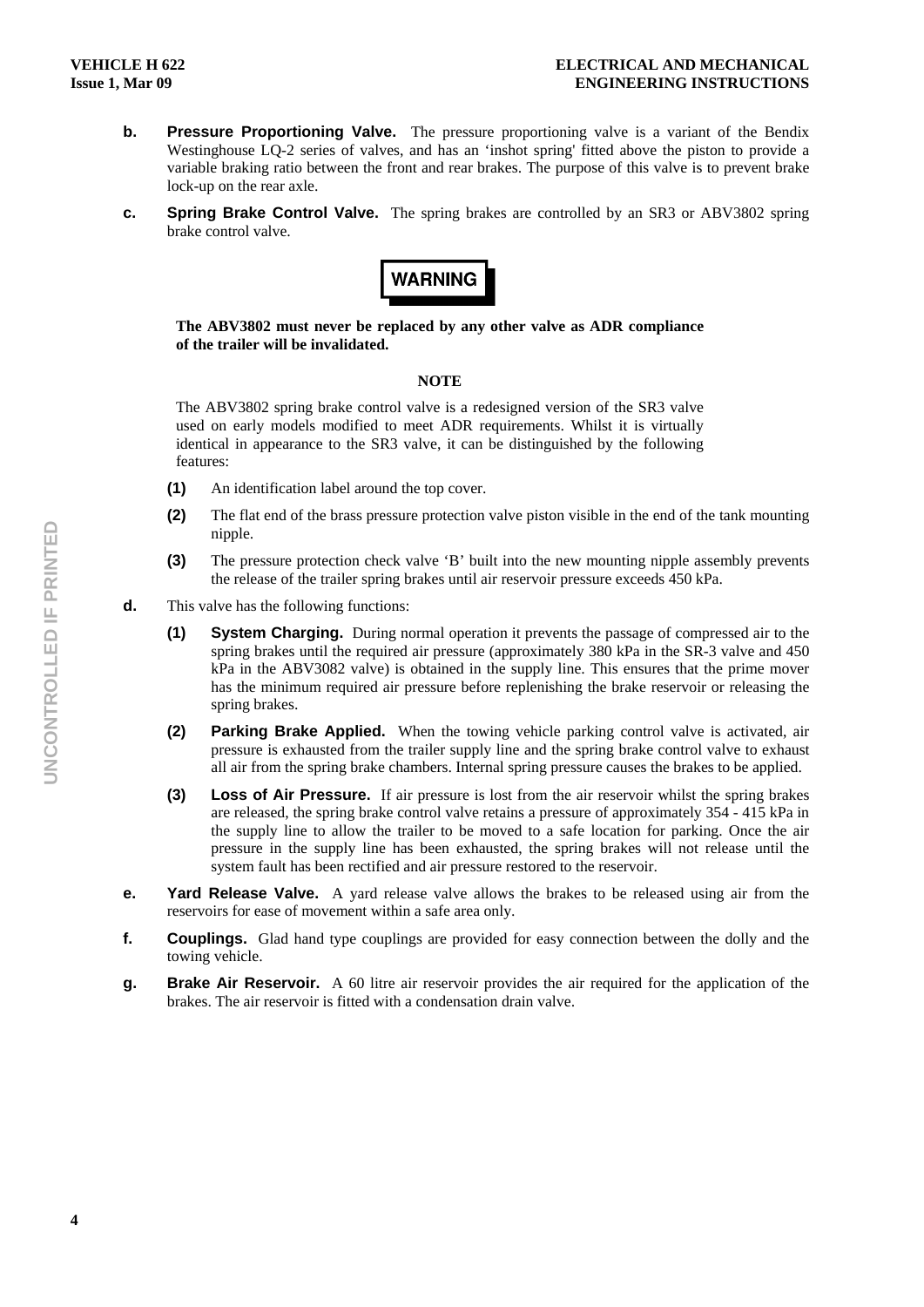**b.** **Pressure Proportioning Valve.** The pressure proportioning valve is a variant of the Bendix Westinghouse LQ-2 series of valves, and has an 'inshot spring' fitted above the piston to provide a variable braking ratio between the front and rear brakes. The purpose of this valve is to prevent brake lock-up on the rear axle.

**c.** **Spring Brake Control Valve.** The spring brakes are controlled by an SR3 or ABV3802 spring brake control valve.

**WARNING**

**The ABV3802 must never be replaced by any other valve as ADR compliance of the trailer will be invalidated.**

**NOTE**

The ABV3802 spring brake control valve is a redesigned version of the SR3 valve used on early models modified to meet ADR requirements. Whilst it is virtually identical in appearance to the SR3 valve, it can be distinguished by the following features:

**(1)** An identification label around the top cover.

**(2)** The flat end of the brass pressure protection valve piston visible in the end of the tank mounting nipple.

**(3)** The pressure protection check valve 'B' built into the new mounting nipple assembly prevents the release of the trailer spring brakes until air reservoir pressure exceeds 450 kPa.

**d.** This valve has the following functions:

**(1)** **System Charging.** During normal operation it prevents the passage of compressed air to the spring brakes until the required air pressure (approximately 380 kPa in the SR-3 valve and 450 kPa in the ABV3082 valve) is obtained in the supply line. This ensures that the prime mover has the minimum required air pressure before replenishing the brake reservoir or releasing the spring brakes.

**(2)** **Parking Brake Applied.** When the towing vehicle parking control valve is activated, air pressure is exhausted from the trailer supply line and the spring brake control valve to exhaust all air from the spring brake chambers. Internal spring pressure causes the brakes to be applied.

**(3)** **Loss of Air Pressure.** If air pressure is lost from the air reservoir whilst the spring brakes are released, the spring brake control valve retains a pressure of approximately 354 - 415 kPa in the supply line to allow the trailer to be moved to a safe location for parking. Once the air pressure in the supply line has been exhausted, the spring brakes will not release until the system fault has been rectified and air pressure restored to the reservoir.

**e.** **Yard Release Valve.** A yard release valve allows the brakes to be released using air from the reservoirs for ease of movement within a safe area only.

**f.** **Couplings.** Glad hand type couplings are provided for easy connection between the dolly and the towing vehicle.

**g.** **Brake Air Reservoir.** A 60 litre air reservoir provides the air required for the application of the brakes. The air reservoir is fitted with a condensation drain valve.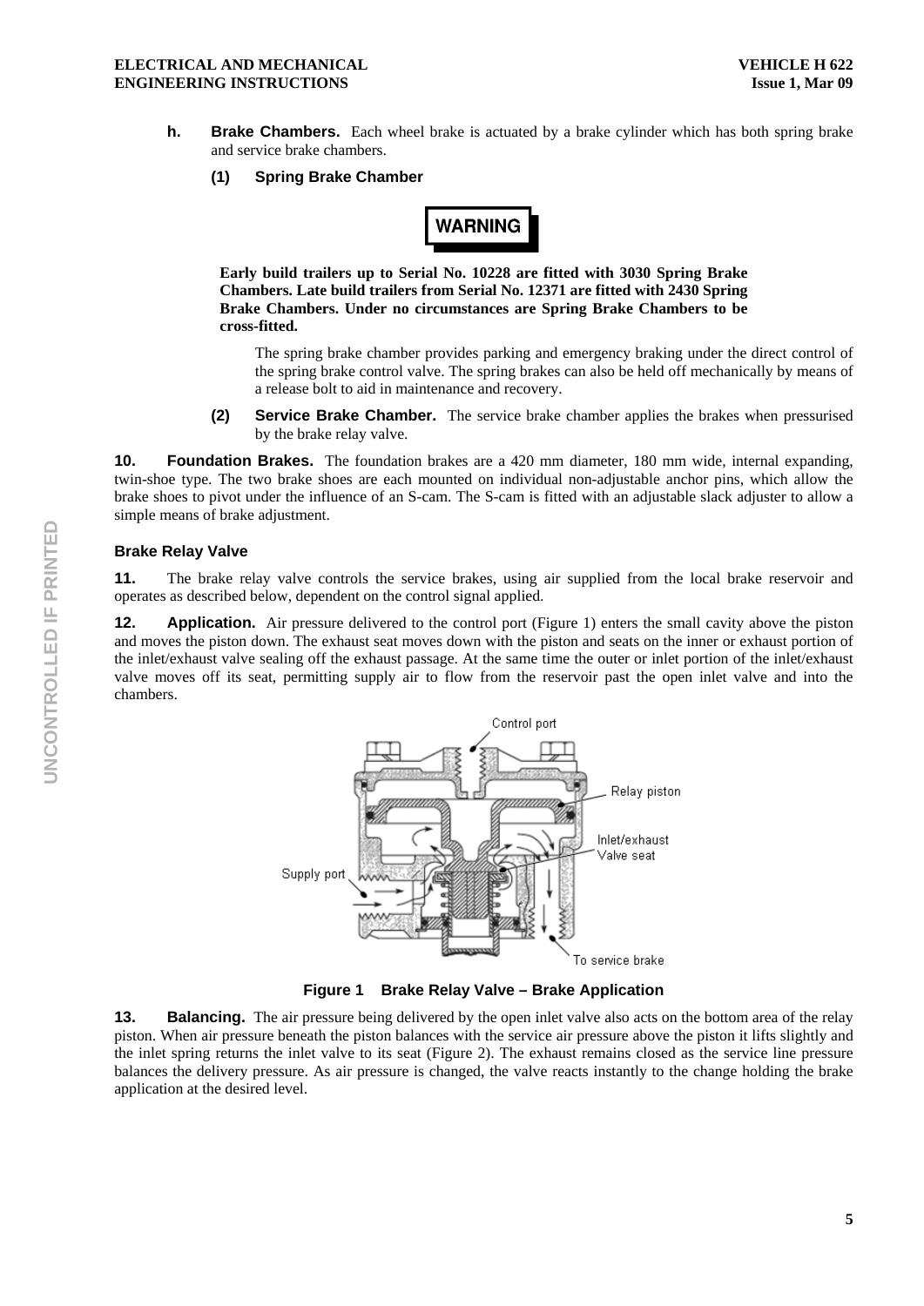**h. Brake Chambers.** Each wheel brake is actuated by a brake cylinder which has both spring brake and service brake chambers.

**(1) Spring Brake Chamber**

**WARNING**

**Early build trailers up to Serial No. 10228 are fitted with 3030 Spring Brake Chambers. Late build trailers from Serial No. 12371 are fitted with 2430 Spring Brake Chambers. Under no circumstances are Spring Brake Chambers to be cross-fitted.**

The spring brake chamber provides parking and emergency braking under the direct control of the spring brake control valve. The spring brakes can also be held off mechanically by means of a release bolt to aid in maintenance and recovery.

**(2) Service Brake Chamber.** The service brake chamber applies the brakes when pressurised by the brake relay valve.

**10. Foundation Brakes.** The foundation brakes are a 420 mm diameter, 180 mm wide, internal expanding, twin-shoe type. The two brake shoes are each mounted on individual non-adjustable anchor pins, which allow the brake shoes to pivot under the influence of an S-cam. The S-cam is fitted with an adjustable slack adjuster to allow a simple means of brake adjustment.

### Brake Relay Valve

**11.** The brake relay valve controls the service brakes, using air supplied from the local brake reservoir and operates as described below, dependent on the control signal applied.

**12. Application.** Air pressure delivered to the control port (Figure 1) enters the small cavity above the piston and moves the piston down. The exhaust seat moves down with the piston and seats on the inner or exhaust portion of the inlet/exhaust valve sealing off the exhaust passage. At the same time the outer or inlet portion of the inlet/exhaust valve moves off its seat, permitting supply air to flow from the reservoir past the open inlet valve and into the chambers.

Control port

Relay piston

Inlet/exhaust Valve seat

Supply port

To service brake

**Figure 1 Brake Relay Valve – Brake Application**

**13. Balancing.** The air pressure being delivered by the open inlet valve also acts on the bottom area of the relay piston. When air pressure beneath the piston balances with the service air pressure above the piston it lifts slightly and the inlet spring returns the inlet valve to its seat (Figure 2). The exhaust remains closed as the service line pressure balances the delivery pressure. As air pressure is changed, the valve reacts instantly to the change holding the brake application at the desired level.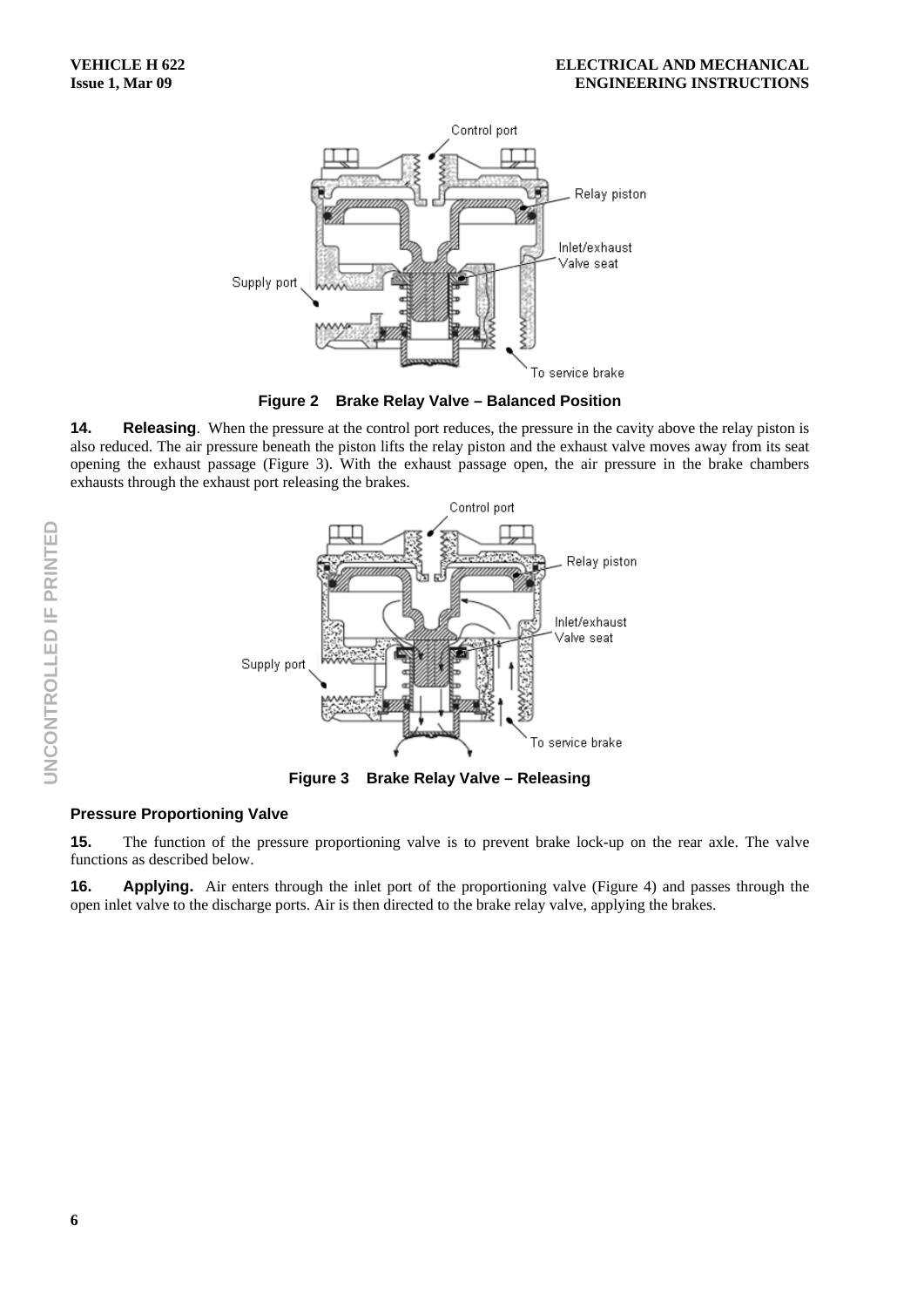Figure 2 Brake Relay Valve – Balanced Position

**14. Releasing**. When the pressure at the control port reduces, the pressure in the cavity above the relay piston is also reduced. The air pressure beneath the piston lifts the relay piston and the exhaust valve moves away from its seat opening the exhaust passage (Figure 3). With the exhaust passage open, the air pressure in the brake chambers exhausts through the exhaust port releasing the brakes.

Figure 3 Brake Relay Valve – Releasing

### Pressure Proportioning Valve

**15.** The function of the pressure proportioning valve is to prevent brake lock-up on the rear axle. The valve functions as described below.

**16. Applying.** Air enters through the inlet port of the proportioning valve (Figure 4) and passes through the open inlet valve to the discharge ports. Air is then directed to the brake relay valve, applying the brakes.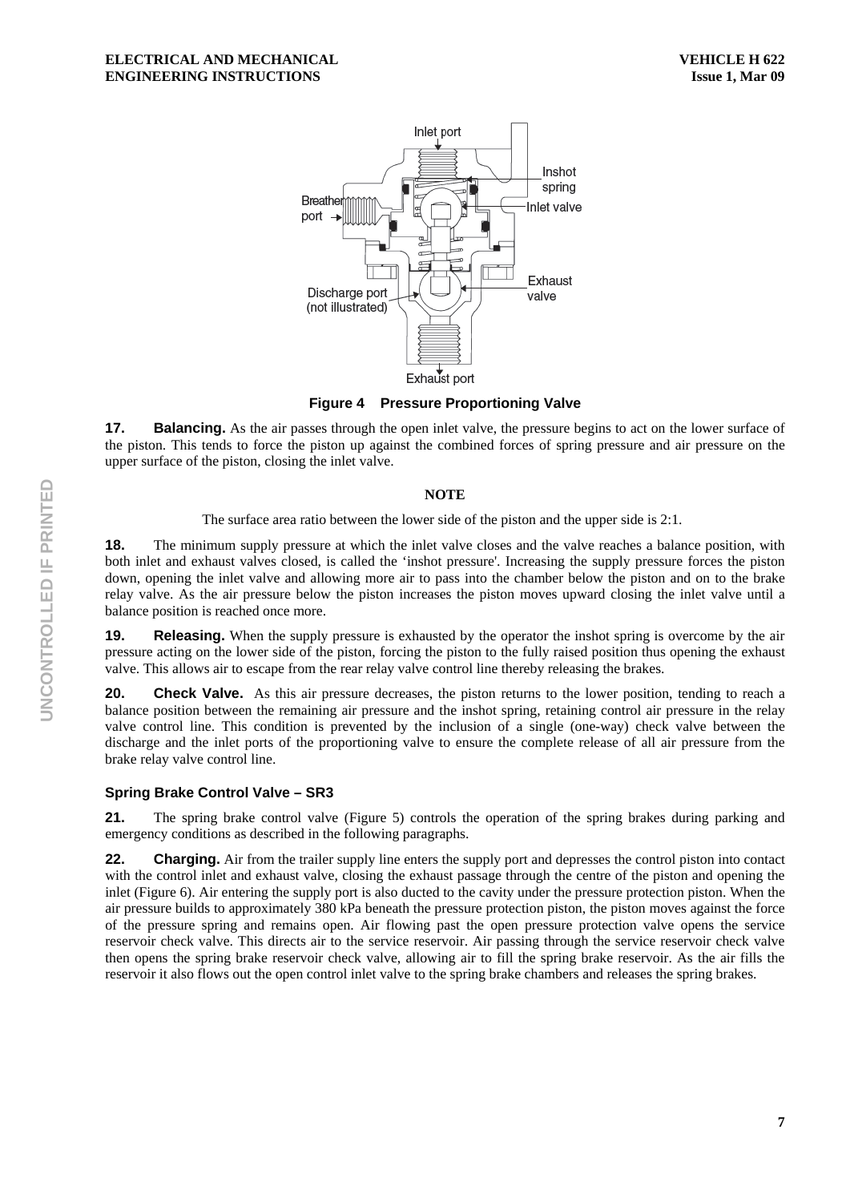**Figure 4 Pressure Proportioning Valve**

**17. Balancing.** As the air passes through the open inlet valve, the pressure begins to act on the lower surface of the piston. This tends to force the piston up against the combined forces of spring pressure and air pressure on the upper surface of the piston, closing the inlet valve.

**NOTE**

The surface area ratio between the lower side of the piston and the upper side is 2:1.

**18.** The minimum supply pressure at which the inlet valve closes and the valve reaches a balance position, with both inlet and exhaust valves closed, is called the 'inshot pressure'. Increasing the supply pressure forces the piston down, opening the inlet valve and allowing more air to pass into the chamber below the piston and on to the brake relay valve. As the air pressure below the piston increases the piston moves upward closing the inlet valve until a balance position is reached once more.

**19. Releasing.** When the supply pressure is exhausted by the operator the inshot spring is overcome by the air pressure acting on the lower side of the piston, forcing the piston to the fully raised position thus opening the exhaust valve. This allows air to escape from the rear relay valve control line thereby releasing the brakes.

**20. Check Valve.** As this air pressure decreases, the piston returns to the lower position, tending to reach a balance position between the remaining air pressure and the inshot spring, retaining control air pressure in the relay valve control line. This condition is prevented by the inclusion of a single (one-way) check valve between the discharge and the inlet ports of the proportioning valve to ensure the complete release of all air pressure from the brake relay valve control line.

### Spring Brake Control Valve – SR3

**21.** The spring brake control valve (Figure 5) controls the operation of the spring brakes during parking and emergency conditions as described in the following paragraphs.

**22. Charging.** Air from the trailer supply line enters the supply port and depresses the control piston into contact with the control inlet and exhaust valve, closing the exhaust passage through the centre of the piston and opening the inlet (Figure 6). Air entering the supply port is also ducted to the cavity under the pressure protection piston. When the air pressure builds to approximately 380 kPa beneath the pressure protection piston, the piston moves against the force of the pressure spring and remains open. Air flowing past the open pressure protection valve opens the service reservoir check valve. This directs air to the service reservoir. Air passing through the service reservoir check valve then opens the spring brake reservoir check valve, allowing air to fill the spring brake reservoir. As the air fills the reservoir it also flows out the open control inlet valve to the spring brake chambers and releases the spring brakes.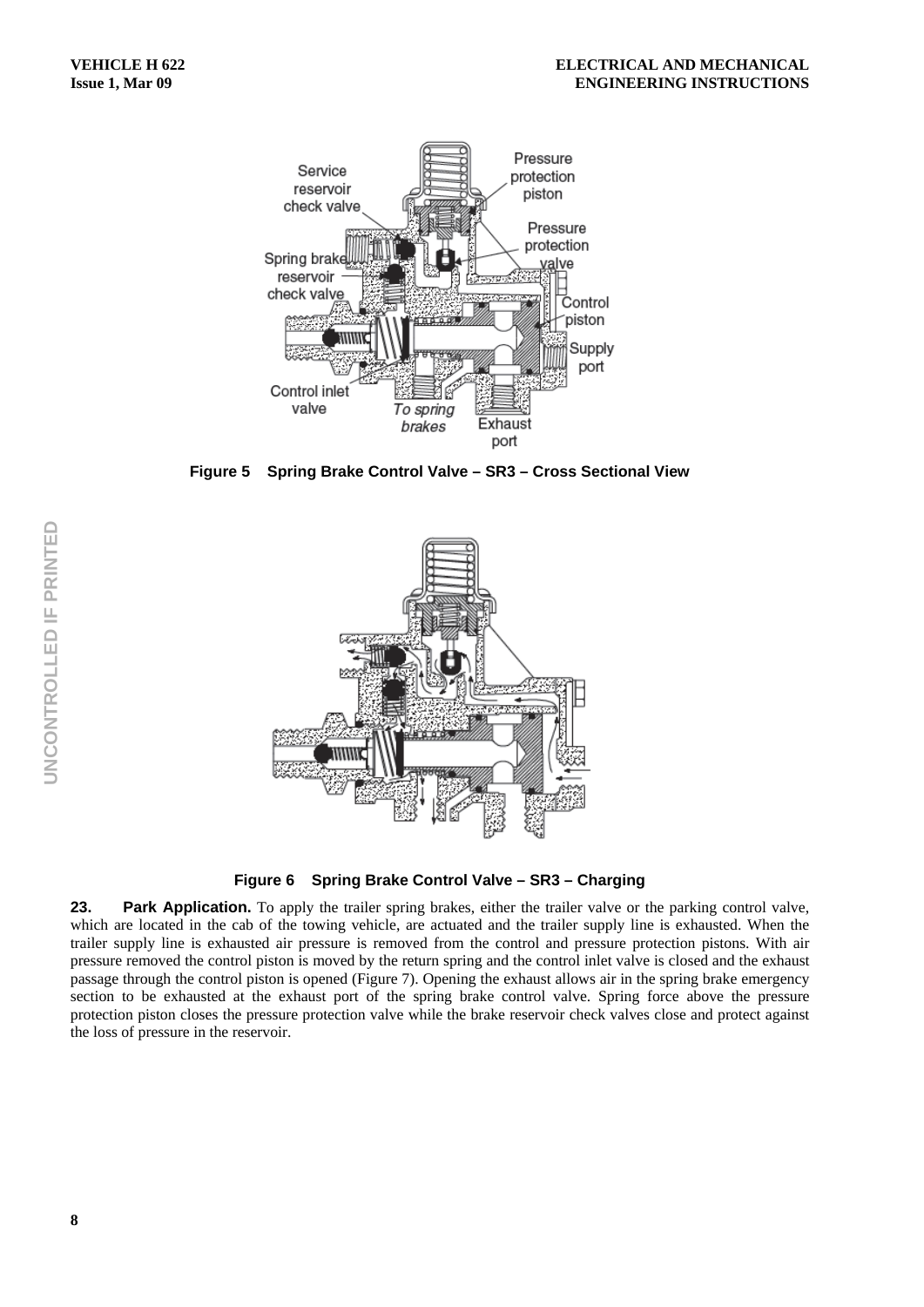Figure 5 Spring Brake Control Valve – SR3 – Cross Sectional View

Figure 6 Spring Brake Control Valve – SR3 – Charging

**23. Park Application.** To apply the trailer spring brakes, either the trailer valve or the parking control valve, which are located in the cab of the towing vehicle, are actuated and the trailer supply line is exhausted. When the trailer supply line is exhausted air pressure is removed from the control and pressure protection pistons. With air pressure removed the control piston is moved by the return spring and the control inlet valve is closed and the exhaust passage through the control piston is opened (Figure 7). Opening the exhaust allows air in the spring brake emergency section to be exhausted at the exhaust port of the spring brake control valve. Spring force above the pressure protection piston closes the pressure protection valve while the brake reservoir check valves close and protect against the loss of pressure in the reservoir.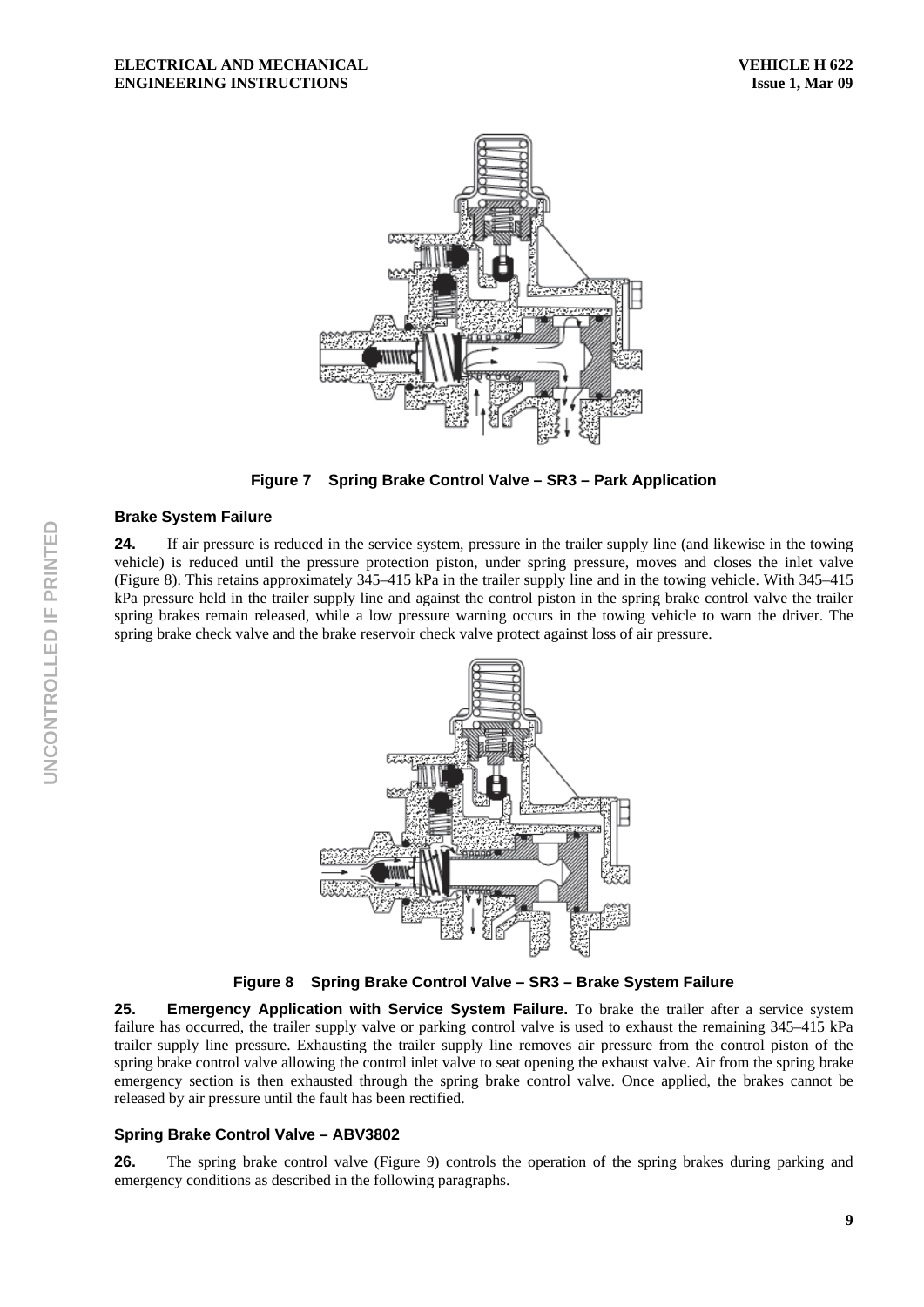**Figure 7 Spring Brake Control Valve – SR3 – Park Application**

### Brake System Failure

**24.** If air pressure is reduced in the service system, pressure in the trailer supply line (and likewise in the towing vehicle) is reduced until the pressure protection piston, under spring pressure, moves and closes the inlet valve (Figure 8). This retains approximately 345–415 kPa in the trailer supply line and in the towing vehicle. With 345–415 kPa pressure held in the trailer supply line and against the control piston in the spring brake control valve the trailer spring brakes remain released, while a low pressure warning occurs in the towing vehicle to warn the driver. The spring brake check valve and the brake reservoir check valve protect against loss of air pressure.

**Figure 8 Spring Brake Control Valve – SR3 – Brake System Failure**

**25. Emergency Application with Service System Failure.** To brake the trailer after a service system failure has occurred, the trailer supply valve or parking control valve is used to exhaust the remaining 345–415 kPa trailer supply line pressure. Exhausting the trailer supply line removes air pressure from the control piston of the spring brake control valve allowing the control inlet valve to seat opening the exhaust valve. Air from the spring brake emergency section is then exhausted through the spring brake control valve. Once applied, the brakes cannot be released by air pressure until the fault has been rectified.

### Spring Brake Control Valve – ABV3802

**26.** The spring brake control valve (Figure 9) controls the operation of the spring brakes during parking and emergency conditions as described in the following paragraphs.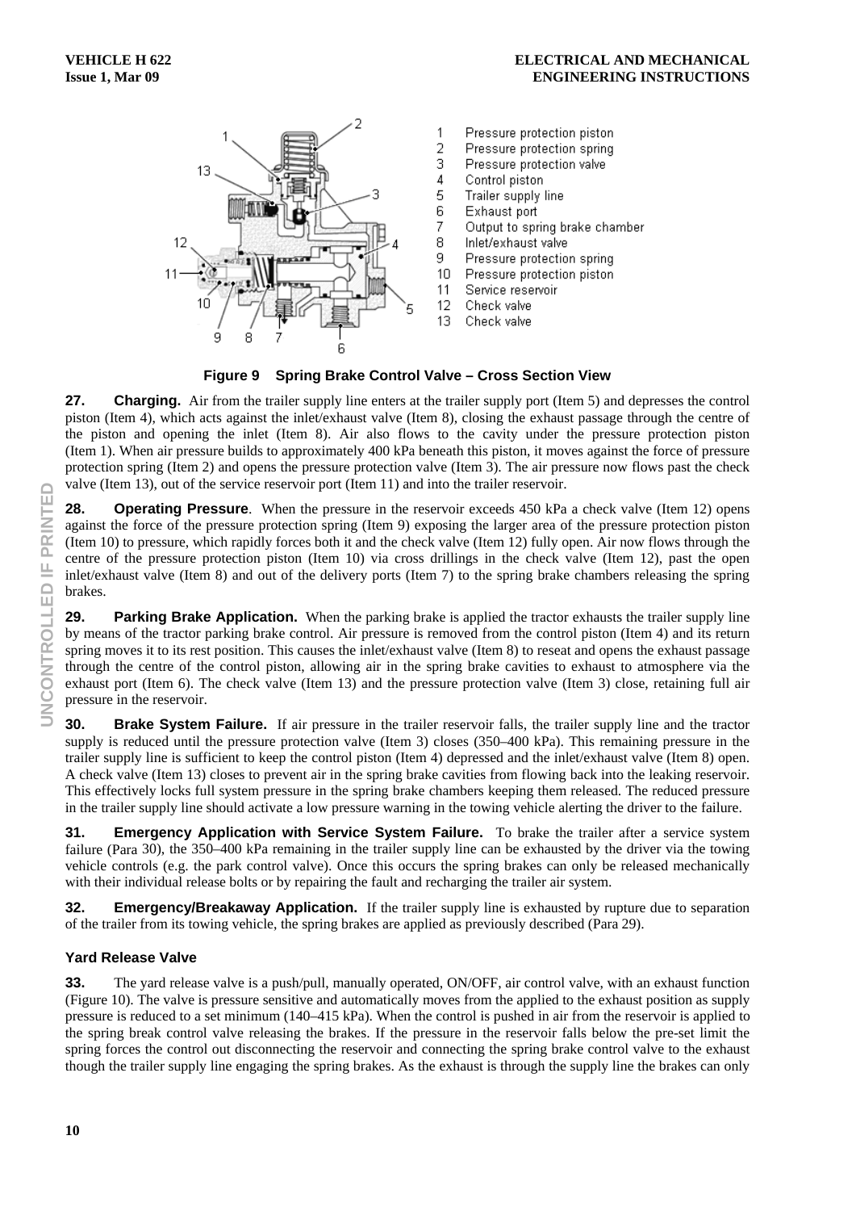1. Pressure protection piston
2. Pressure protection spring
3. Pressure protection valve
4. Control piston
5. Trailer supply line
6. Exhaust port
7. Output to spring brake chamber
8. Inlet/exhaust valve
9. Pressure protection spring
10. Pressure protection piston
11. Service reservoir
12. Check valve
13. Check valve

**Figure 9 Spring Brake Control Valve – Cross Section View**

**27. Charging.** Air from the trailer supply line enters at the trailer supply port (Item 5) and depresses the control piston (Item 4), which acts against the inlet/exhaust valve (Item 8), closing the exhaust passage through the centre of the piston and opening the inlet (Item 8). Air also flows to the cavity under the pressure protection piston (Item 1). When air pressure builds to approximately 400 kPa beneath this piston, it moves against the force of pressure protection spring (Item 2) and opens the pressure protection valve (Item 3). The air pressure now flows past the check valve (Item 13), out of the service reservoir port (Item 11) and into the trailer reservoir.

**28. Operating Pressure**. When the pressure in the reservoir exceeds 450 kPa a check valve (Item 12) opens against the force of the pressure protection spring (Item 9) exposing the larger area of the pressure protection piston (Item 10) to pressure, which rapidly forces both it and the check valve (Item 12) fully open. Air now flows through the centre of the pressure protection piston (Item 10) via cross drillings in the check valve (Item 12), past the open inlet/exhaust valve (Item 8) and out of the delivery ports (Item 7) to the spring brake chambers releasing the spring brakes.

**29. Parking Brake Application.** When the parking brake is applied the tractor exhausts the trailer supply line by means of the tractor parking brake control. Air pressure is removed from the control piston (Item 4) and its return spring moves it to its rest position. This causes the inlet/exhaust valve (Item 8) to reseat and opens the exhaust passage through the centre of the control piston, allowing air in the spring brake cavities to exhaust to atmosphere via the exhaust port (Item 6). The check valve (Item 13) and the pressure protection valve (Item 3) close, retaining full air pressure in the reservoir.

**30. Brake System Failure.** If air pressure in the trailer reservoir falls, the trailer supply line and the tractor supply is reduced until the pressure protection valve (Item 3) closes (350–400 kPa). This remaining pressure in the trailer supply line is sufficient to keep the control piston (Item 4) depressed and the inlet/exhaust valve (Item 8) open. A check valve (Item 13) closes to prevent air in the spring brake cavities from flowing back into the leaking reservoir. This effectively locks full system pressure in the spring brake chambers keeping them released. The reduced pressure in the trailer supply line should activate a low pressure warning in the towing vehicle alerting the driver to the failure.

**31. Emergency Application with Service System Failure.** To brake the trailer after a service system failure (Para 30), the 350–400 kPa remaining in the trailer supply line can be exhausted by the driver via the towing vehicle controls (e.g. the park control valve). Once this occurs the spring brakes can only be released mechanically with their individual release bolts or by repairing the fault and recharging the trailer air system.

**32. Emergency/Breakaway Application.** If the trailer supply line is exhausted by rupture due to separation of the trailer from its towing vehicle, the spring brakes are applied as previously described (Para 29).

### Yard Release Valve

**33.** The yard release valve is a push/pull, manually operated, ON/OFF, air control valve, with an exhaust function (Figure 10). The valve is pressure sensitive and automatically moves from the applied to the exhaust position as supply pressure is reduced to a set minimum (140–415 kPa). When the control is pushed in air from the reservoir is applied to the spring break control valve releasing the brakes. If the pressure in the reservoir falls below the pre-set limit the spring forces the control out disconnecting the reservoir and connecting the spring brake control valve to the exhaust though the trailer supply line engaging the spring brakes. As the exhaust is through the supply line the brakes can only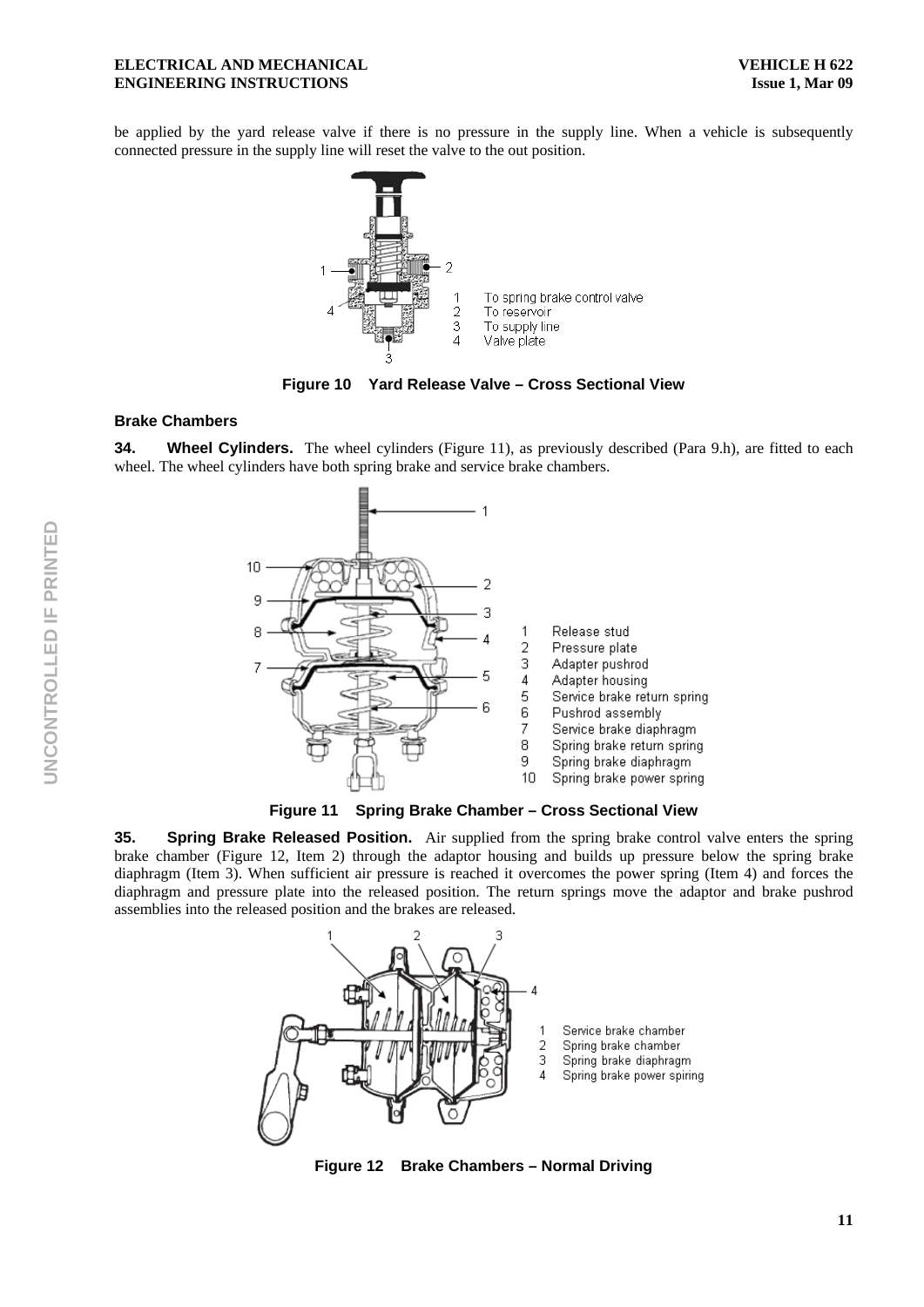be applied by the yard release valve if there is no pressure in the supply line. When a vehicle is subsequently connected pressure in the supply line will reset the valve to the out position.

1. To spring brake control valve
2. To reservoir
3. To supply line
4. Valve plate

**Figure 10 Yard Release Valve – Cross Sectional View**

### Brake Chambers

**34. Wheel Cylinders.** The wheel cylinders (Figure 11), as previously described (Para 9.h), are fitted to each wheel. The wheel cylinders have both spring brake and service brake chambers.

1. Release stud
2. Pressure plate
3. Adapter pushrod
4. Adapter housing
5. Service brake return spring
6. Pushrod assembly
7. Service brake diaphragm
8. Spring brake return spring
9. Spring brake diaphragm
10. Spring brake power spring

**Figure 11 Spring Brake Chamber – Cross Sectional View**

**35. Spring Brake Released Position.** Air supplied from the spring brake control valve enters the spring brake chamber (Figure 12, Item 2) through the adaptor housing and builds up pressure below the spring brake diaphragm (Item 3). When sufficient air pressure is reached it overcomes the power spring (Item 4) and forces the diaphragm and pressure plate into the released position. The return springs move the adaptor and brake pushrod assemblies into the released position and the brakes are released.

1. Service brake chamber
2. Spring brake chamber
3. Spring brake diaphragm
4. Spring brake power spiring

**Figure 12 Brake Chambers – Normal Driving**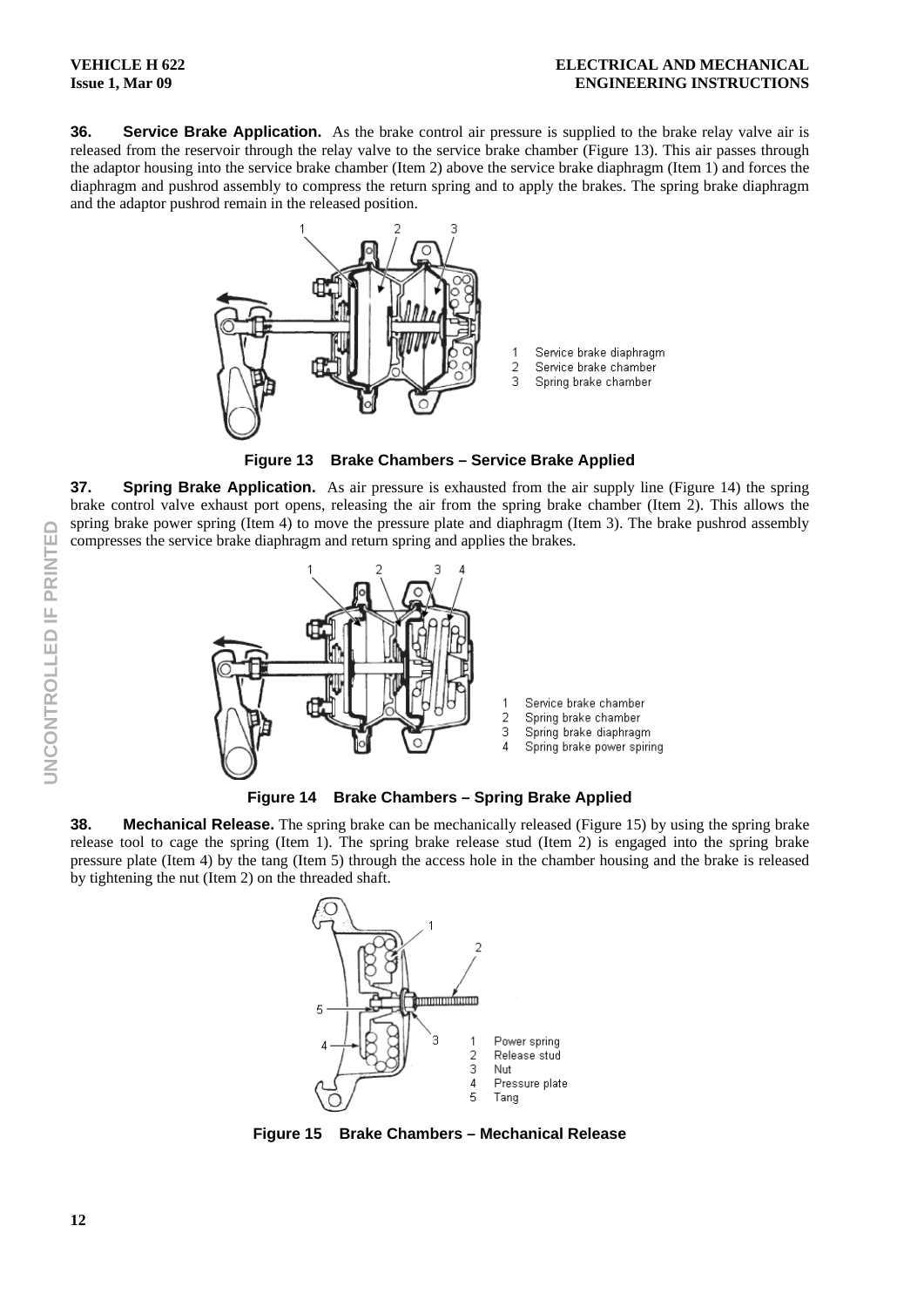**36. Service Brake Application.** As the brake control air pressure is supplied to the brake relay valve air is released from the reservoir through the relay valve to the service brake chamber (Figure 13). This air passes through the adaptor housing into the service brake chamber (Item 2) above the service brake diaphragm (Item 1) and forces the diaphragm and pushrod assembly to compress the return spring and to apply the brakes. The spring brake diaphragm and the adaptor pushrod remain in the released position.

1 Service brake diaphragm
2 Service brake chamber
3 Spring brake chamber

**Figure 13 Brake Chambers – Service Brake Applied**

**37. Spring Brake Application.** As air pressure is exhausted from the air supply line (Figure 14) the spring brake control valve exhaust port opens, releasing the air from the spring brake chamber (Item 2). This allows the spring brake power spring (Item 4) to move the pressure plate and diaphragm (Item 3). The brake pushrod assembly compresses the service brake diaphragm and return spring and applies the brakes.

1 Service brake chamber
2 Spring brake chamber
3 Spring brake diaphragm
4 Spring brake power spiring

**Figure 14 Brake Chambers – Spring Brake Applied**

**38. Mechanical Release.** The spring brake can be mechanically released (Figure 15) by using the spring brake release tool to cage the spring (Item 1). The spring brake release stud (Item 2) is engaged into the spring brake pressure plate (Item 4) by the tang (Item 5) through the access hole in the chamber housing and the brake is released by tightening the nut (Item 2) on the threaded shaft.

1 Power spring
2 Release stud
3 Nut
4 Pressure plate
5 Tang

**Figure 15 Brake Chambers – Mechanical Release**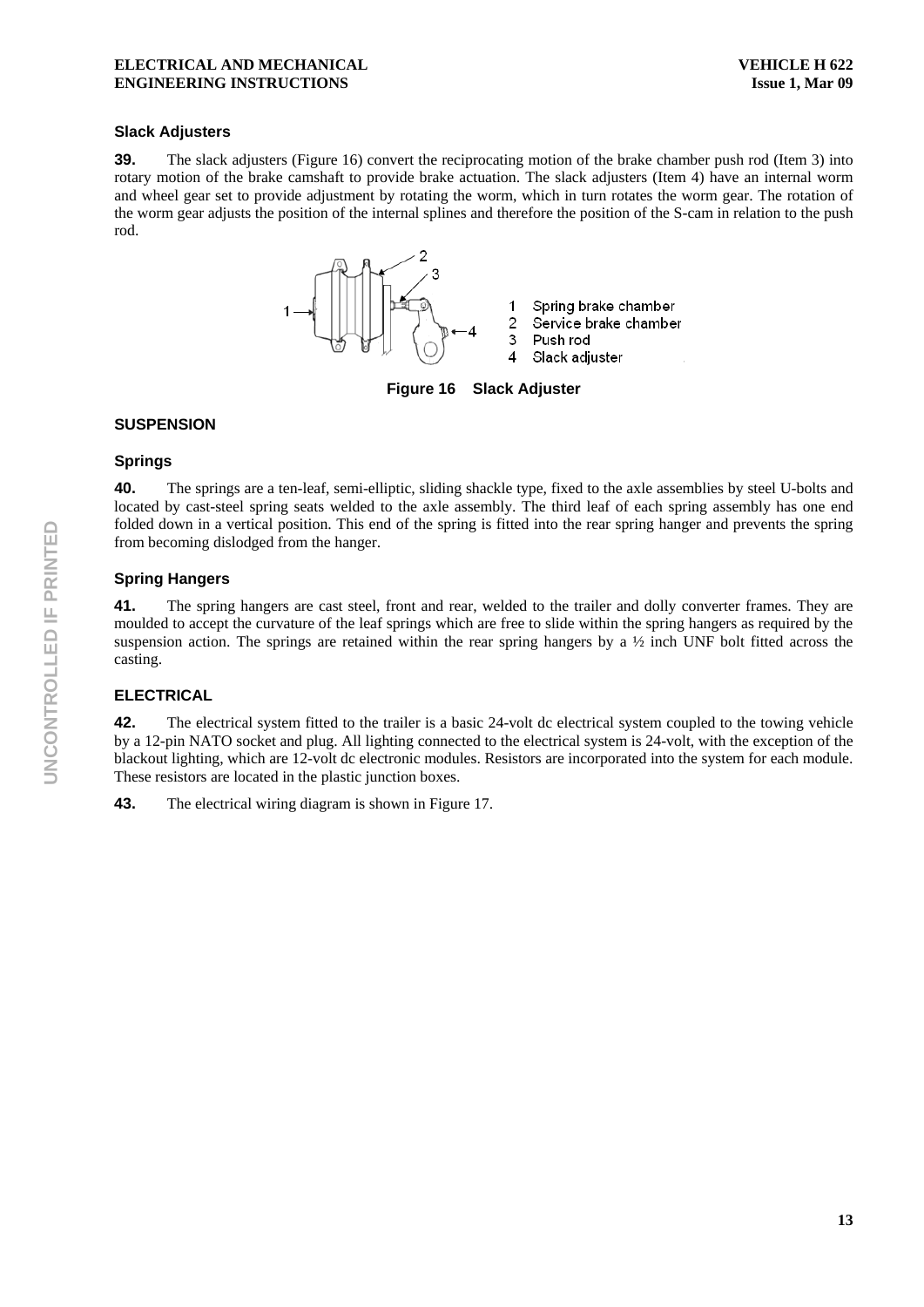### Slack Adjusters

**39.** The slack adjusters (Figure 16) convert the reciprocating motion of the brake chamber push rod (Item 3) into rotary motion of the brake camshaft to provide brake actuation. The slack adjusters (Item 4) have an internal worm and wheel gear set to provide adjustment by rotating the worm, which in turn rotates the worm gear. The rotation of the worm gear adjusts the position of the internal splines and therefore the position of the S-cam in relation to the push rod.

1 Spring brake chamber
2 Service brake chamber
3 Push rod
4 Slack adjuster

**Figure 16 Slack Adjuster**

## SUSPENSION

### Springs

**40.** The springs are a ten-leaf, semi-elliptic, sliding shackle type, fixed to the axle assemblies by steel U-bolts and located by cast-steel spring seats welded to the axle assembly. The third leaf of each spring assembly has one end folded down in a vertical position. This end of the spring is fitted into the rear spring hanger and prevents the spring from becoming dislodged from the hanger.

### Spring Hangers

**41.** The spring hangers are cast steel, front and rear, welded to the trailer and dolly converter frames. They are moulded to accept the curvature of the leaf springs which are free to slide within the spring hangers as required by the suspension action. The springs are retained within the rear spring hangers by a ½ inch UNF bolt fitted across the casting.

## ELECTRICAL

**42.** The electrical system fitted to the trailer is a basic 24-volt dc electrical system coupled to the towing vehicle by a 12-pin NATO socket and plug. All lighting connected to the electrical system is 24-volt, with the exception of the blackout lighting, which are 12-volt dc electronic modules. Resistors are incorporated into the system for each module. These resistors are located in the plastic junction boxes.

**43.** The electrical wiring diagram is shown in Figure 17.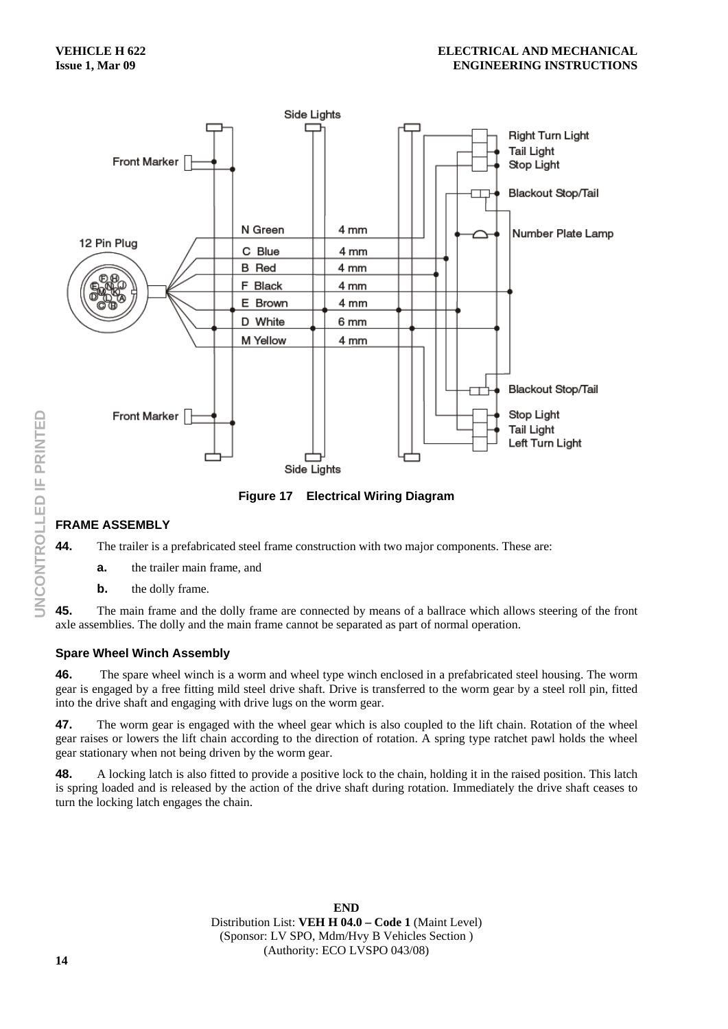Side Lights

Front Marker

12 Pin Plug

N Green 4 mm

C Blue 4 mm

B Red 4 mm

F Black 4 mm

E Brown 4 mm

D White 6 mm

M Yellow 4 mm

Front Marker

Side Lights

Right Turn Light

Tail Light

Stop Light

Blackout Stop/Tail

Number Plate Lamp

Blackout Stop/Tail

Stop Light

Tail Light

Left Turn Light

**Figure 17 Electrical Wiring Diagram**

## FRAME ASSEMBLY

**44.** The trailer is a prefabricated steel frame construction with two major components. These are:

- **a.** the trailer main frame, and
- **b.** the dolly frame.

**45.** The main frame and the dolly frame are connected by means of a ballrace which allows steering of the front axle assemblies. The dolly and the main frame cannot be separated as part of normal operation.

### Spare Wheel Winch Assembly

**46.** The spare wheel winch is a worm and wheel type winch enclosed in a prefabricated steel housing. The worm gear is engaged by a free fitting mild steel drive shaft. Drive is transferred to the worm gear by a steel roll pin, fitted into the drive shaft and engaging with drive lugs on the worm gear.

**47.** The worm gear is engaged with the wheel gear which is also coupled to the lift chain. Rotation of the wheel gear raises or lowers the lift chain according to the direction of rotation. A spring type ratchet pawl holds the wheel gear stationary when not being driven by the worm gear.

**48.** A locking latch is also fitted to provide a positive lock to the chain, holding it in the raised position. This latch is spring loaded and is released by the action of the drive shaft during rotation. Immediately the drive shaft ceases to turn the locking latch engages the chain.

**END**

Distribution List: **VEH H 04.0 – Code 1** (Maint Level)
(Sponsor: LV SPO, Mdm/Hvy B Vehicles Section )
(Authority: ECO LVSPO 043/08)